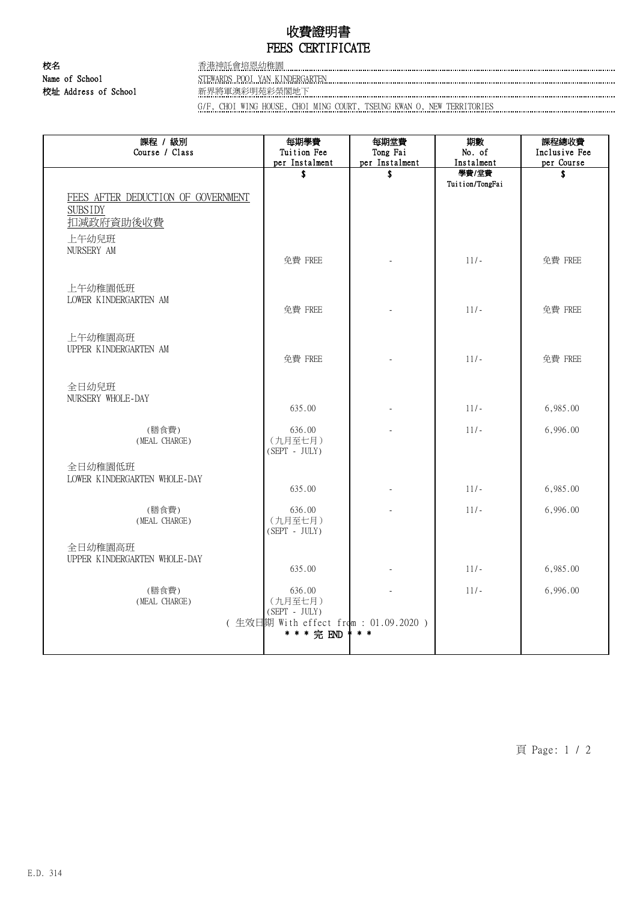# 收費證明書
# FEES CERTIFICATE

**校名** 香港神託會培恩幼稚園

**Name of School** STEWARDS POOI YAN KINDERGARTEN

**校址 Address of School** 新界將軍澳彩明苑彩榮閣地下

G/F, CHOI WING HOUSE, CHOI MING COURT, TSEUNG KWAN O, NEW TERRITORIES

| 課程 / 級別<br>Course / Class | 每期學費<br>Tuition Fee<br>per Instalment<br>$ | 每期堂費<br>Tong Fai<br>per Instalment<br>$ | 期數<br>No. of<br>Instalment<br>學費/堂費<br>Tuition/TongFai | 課程總收費<br>Inclusive Fee<br>per Course<br>$ |
|---|---|---|---|---|
| FEES AFTER DEDUCTION OF GOVERNMENT SUBSIDY<br>扣減政府資助後收費 | | | | |
| 上午幼兒班<br>NURSERY AM | 免費 FREE | - | 11/- | 免費 FREE |
| 上午幼稚園低班<br>LOWER KINDERGARTEN AM | 免費 FREE | - | 11/- | 免費 FREE |
| 上午幼稚園高班<br>UPPER KINDERGARTEN AM | 免費 FREE | - | 11/- | 免費 FREE |
| 全日幼兒班<br>NURSERY WHOLE-DAY | 635.00 | - | 11/- | 6,985.00 |
| (膳食費)<br>(MEAL CHARGE) | 636.00<br>(九月至七月)<br>(SEPT - JULY) | - | 11/- | 6,996.00 |
| 全日幼稚園低班<br>LOWER KINDERGARTEN WHOLE-DAY | 635.00 | - | 11/- | 6,985.00 |
| (膳食費)<br>(MEAL CHARGE) | 636.00<br>(九月至七月)<br>(SEPT - JULY) | - | 11/- | 6,996.00 |
| 全日幼稚園高班<br>UPPER KINDERGARTEN WHOLE-DAY | 635.00 | - | 11/- | 6,985.00 |
| (膳食費)<br>(MEAL CHARGE) | 636.00<br>(九月至七月)<br>(SEPT - JULY) | - | 11/- | 6,996.00 |

( 生效日期 With effect from : 01.09.2020 )

* * * 完 END * * *

E.D. 314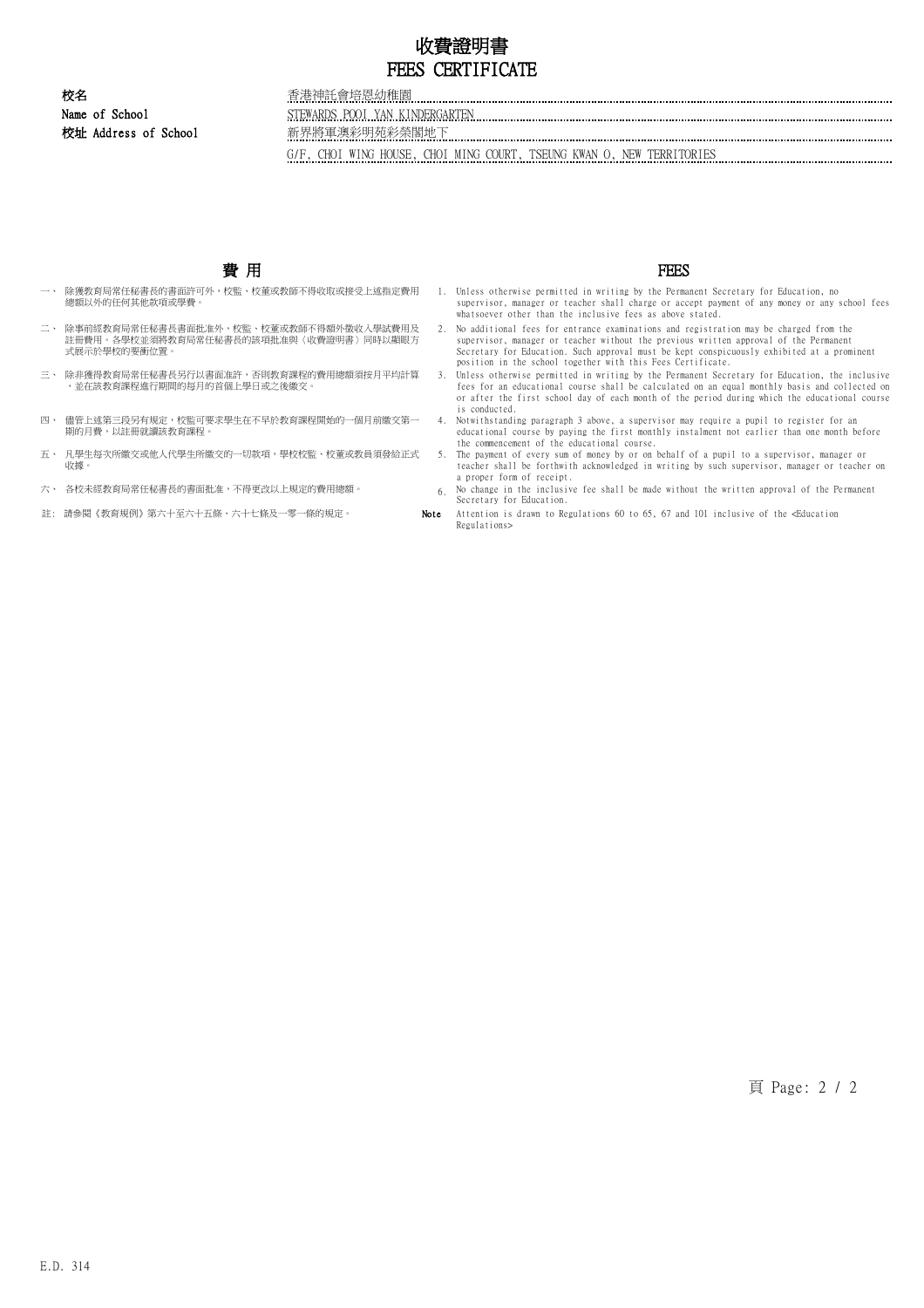# 收費證明書
# FEES CERTIFICATE

**校名** 香港神託會培恩幼稚園

**Name of School** STEWARDS POOI YAN KINDERGARTEN

**校址 Address of School** 新界將軍澳彩明苑彩榮閣地下

G/F, CHOI WING HOUSE, CHOI MING COURT, TSEUNG KWAN O, NEW TERRITORIES

## 費 用

一、 除獲教育局常任秘書長的書面許可外，校監、校董或教師不得收取或接受上述指定費用總額以外的任何其他款項或學費。

二、 除事前經教育局常任秘書長書面批准外，校監、校董或教師不得額外徵收入學試費用及註冊費用。各學校並須將教育局常任秘書長的該項批准與〈收費證明書〉同時以顯眼方式展示於學校的要衝位置。

三、 除非獲得教育局常任秘書長另行以書面准許，否則教育課程的費用總額須按月平均計算，並在該教育課程進行期間的每月的首個上學日或之後繳交。

四、 儘管上述第三段另有規定，校監可要求學生在不早於教育課程開始的一個月前繳交第一期的月費，以註冊就讀該教育課程。

五、 凡學生每次所繳交或他人代學生所繳交的一切款項，學校校監、校董或教員須發給正式收據。

六、 各校未經教育局常任秘書長的書面批准，不得更改以上規定的費用總額。

註: 請參閱《教育規例》第六十至六十五條、六十七條及一零一條的規定。

## FEES

1. Unless otherwise permitted in writing by the Permanent Secretary for Education, no supervisor, manager or teacher shall charge or accept payment of any money or any school fees whatsoever other than the inclusive fees as above stated.
2. No additional fees for entrance examinations and registration may be charged from the supervisor, manager or teacher without the previous written approval of the Permanent Secretary for Education. Such approval must be kept conspicuously exhibited at a prominent position in the school together with this Fees Certificate.
3. Unless otherwise permitted in writing by the Permanent Secretary for Education, the inclusive fees for an educational course shall be calculated on an equal monthly basis and collected on or after the first school day of each month of the period during which the educational course is conducted.
4. Notwithstanding paragraph 3 above, a supervisor may require a pupil to register for an educational course by paying the first monthly instalment not earlier than one month before the commencement of the educational course.
5. The payment of every sum of money by or on behalf of a pupil to a supervisor, manager or teacher shall be forthwith acknowledged in writing by such supervisor, manager or teacher on a proper form of receipt.
6. No change in the inclusive fee shall be made without the written approval of the Permanent Secretary for Education.

**Note** Attention is drawn to Regulations 60 to 65, 67 and 101 inclusive of the <Education Regulations>

E.D. 314